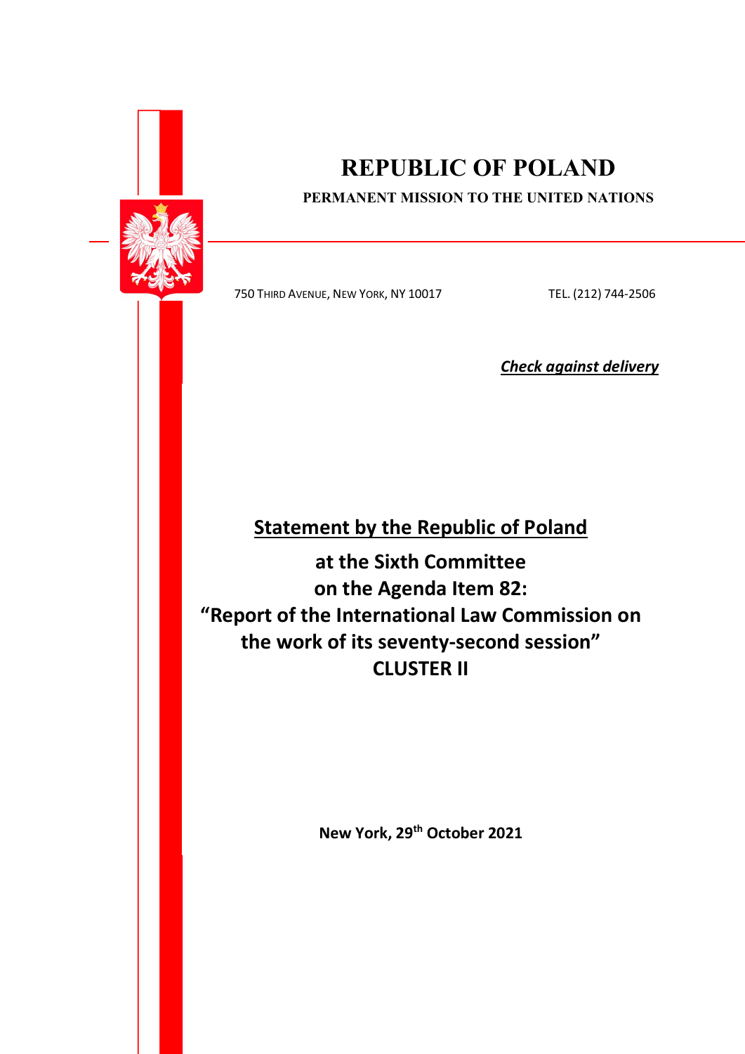# REPUBLIC OF POLAND

**PERMANENT MISSION TO THE UNITED NATIONS**

750 THIRD AVENUE, NEW YORK, NY 10017 TEL. (212) 744-2506

***Check against delivery***

## Statement by the Republic of Poland

**at the Sixth Committee**
**on the Agenda Item 82:**
**"Report of the International Law Commission on the work of its seventy-second session"**
**CLUSTER II**

**New York, 29th October 2021**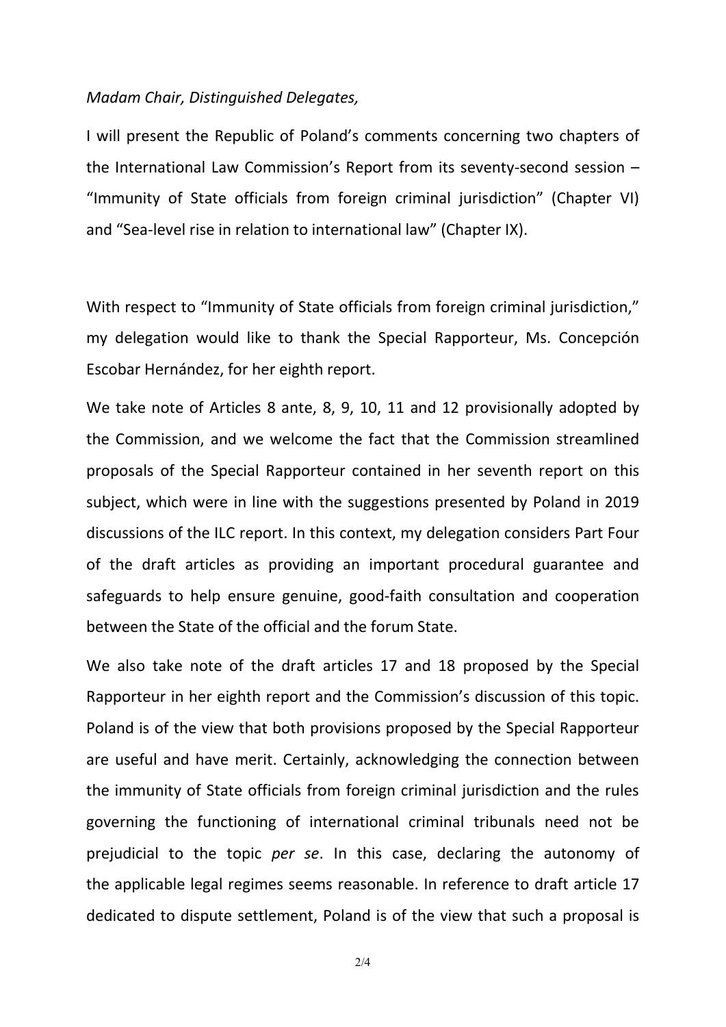*Madam Chair, Distinguished Delegates,*

I will present the Republic of Poland's comments concerning two chapters of the International Law Commission's Report from its seventy-second session – "Immunity of State officials from foreign criminal jurisdiction" (Chapter VI) and "Sea-level rise in relation to international law" (Chapter IX).

With respect to "Immunity of State officials from foreign criminal jurisdiction," my delegation would like to thank the Special Rapporteur, Ms. Concepción Escobar Hernández, for her eighth report.

We take note of Articles 8 ante, 8, 9, 10, 11 and 12 provisionally adopted by the Commission, and we welcome the fact that the Commission streamlined proposals of the Special Rapporteur contained in her seventh report on this subject, which were in line with the suggestions presented by Poland in 2019 discussions of the ILC report. In this context, my delegation considers Part Four of the draft articles as providing an important procedural guarantee and safeguards to help ensure genuine, good-faith consultation and cooperation between the State of the official and the forum State.

We also take note of the draft articles 17 and 18 proposed by the Special Rapporteur in her eighth report and the Commission's discussion of this topic. Poland is of the view that both provisions proposed by the Special Rapporteur are useful and have merit. Certainly, acknowledging the connection between the immunity of State officials from foreign criminal jurisdiction and the rules governing the functioning of international criminal tribunals need not be prejudicial to the topic *per se*. In this case, declaring the autonomy of the applicable legal regimes seems reasonable. In reference to draft article 17 dedicated to dispute settlement, Poland is of the view that such a proposal is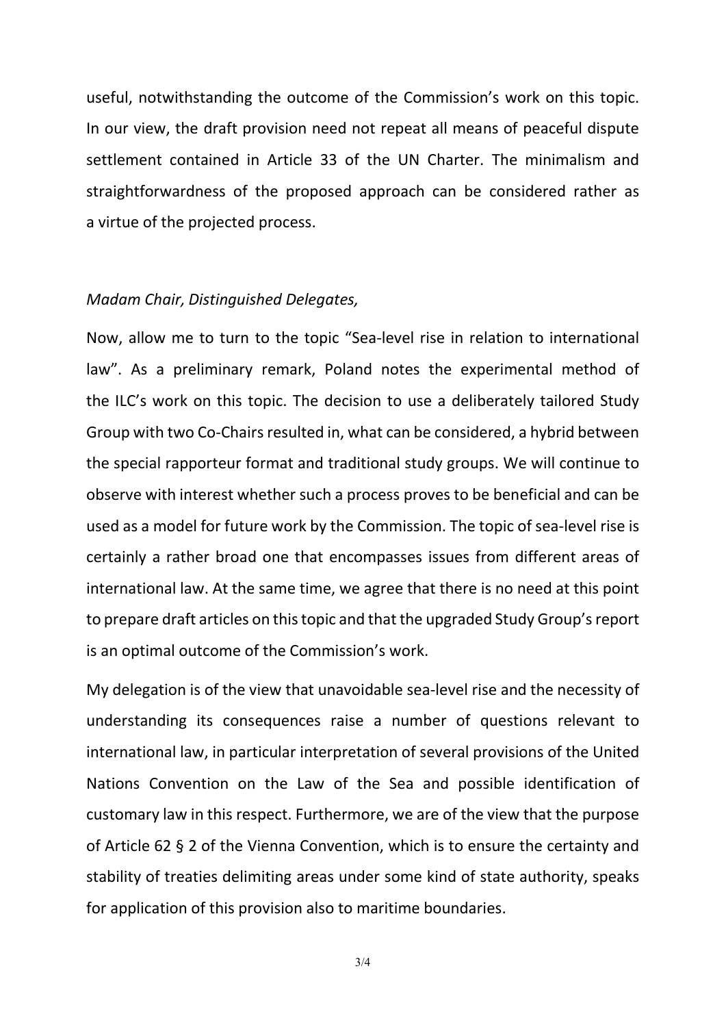useful, notwithstanding the outcome of the Commission's work on this topic. In our view, the draft provision need not repeat all means of peaceful dispute settlement contained in Article 33 of the UN Charter. The minimalism and straightforwardness of the proposed approach can be considered rather as a virtue of the projected process.

*Madam Chair, Distinguished Delegates,*

Now, allow me to turn to the topic "Sea-level rise in relation to international law". As a preliminary remark, Poland notes the experimental method of the ILC's work on this topic. The decision to use a deliberately tailored Study Group with two Co-Chairs resulted in, what can be considered, a hybrid between the special rapporteur format and traditional study groups. We will continue to observe with interest whether such a process proves to be beneficial and can be used as a model for future work by the Commission. The topic of sea-level rise is certainly a rather broad one that encompasses issues from different areas of international law. At the same time, we agree that there is no need at this point to prepare draft articles on this topic and that the upgraded Study Group's report is an optimal outcome of the Commission's work.

My delegation is of the view that unavoidable sea-level rise and the necessity of understanding its consequences raise a number of questions relevant to international law, in particular interpretation of several provisions of the United Nations Convention on the Law of the Sea and possible identification of customary law in this respect. Furthermore, we are of the view that the purpose of Article 62 § 2 of the Vienna Convention, which is to ensure the certainty and stability of treaties delimiting areas under some kind of state authority, speaks for application of this provision also to maritime boundaries.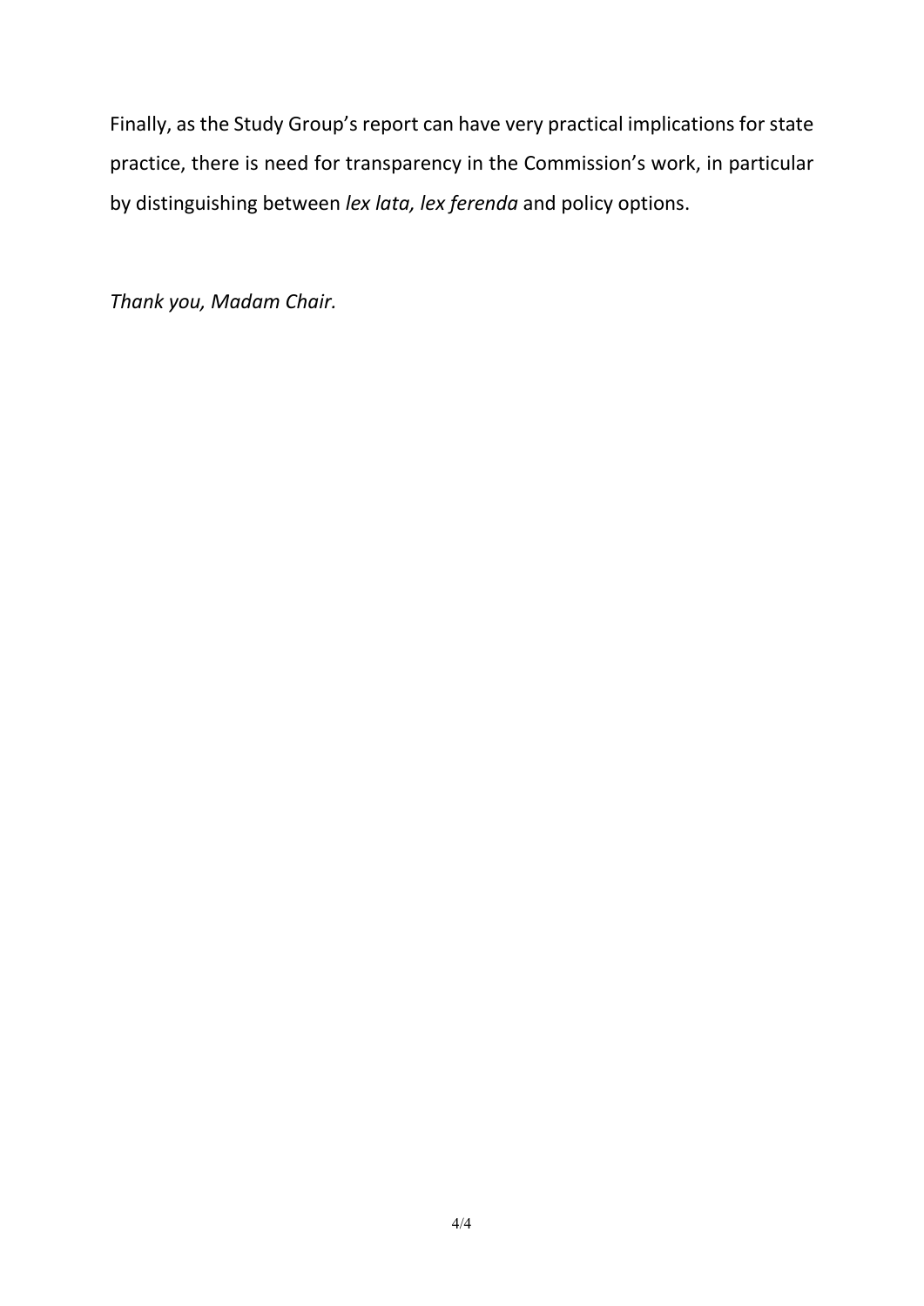Finally, as the Study Group's report can have very practical implications for state practice, there is need for transparency in the Commission's work, in particular by distinguishing between *lex lata, lex ferenda* and policy options.

*Thank you, Madam Chair.*